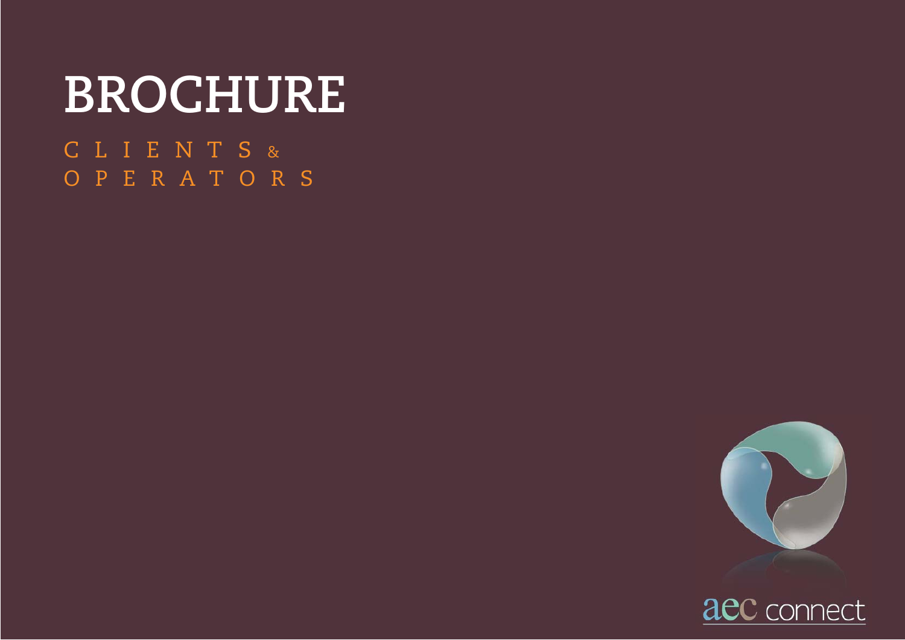# BROCHURE

CLIENTS & OPERATORS

aec connect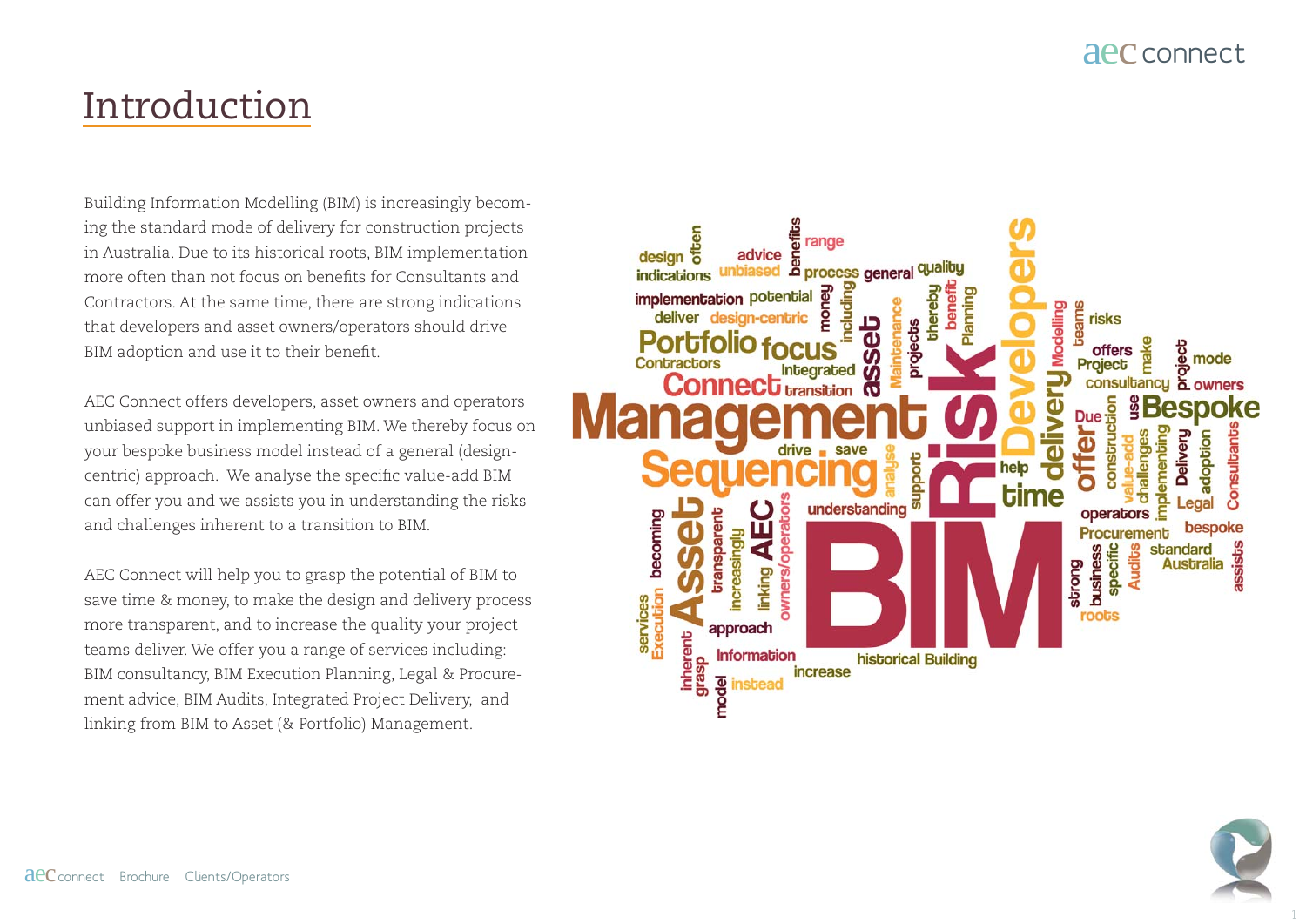# Introduction

Building Information Modelling (BIM) is increasingly becoming the standard mode of delivery for construction projects in Australia. Due to its historical roots, BIM implementation more often than not focus on benefits for Consultants and Contractors. At the same time, there are strong indications that developers and asset owners/operators should drive BIM adoption and use it to their benefit.

AEC Connect offers developers, asset owners and operators unbiased support in implementing BIM. We thereby focus on your bespoke business model instead of a general (design-centric) approach. We analyse the specific value-add BIM can offer you and we assists you in understanding the risks and challenges inherent to a transition to BIM.

AEC Connect will help you to grasp the potential of BIM to save time & money, to make the design and delivery process more transparent, and to increase the quality your project teams deliver. We offer you a range of services including: BIM consultancy, BIM Execution Planning, Legal & Procurement advice, BIM Audits, Integrated Project Delivery, and linking from BIM to Asset (& Portfolio) Management.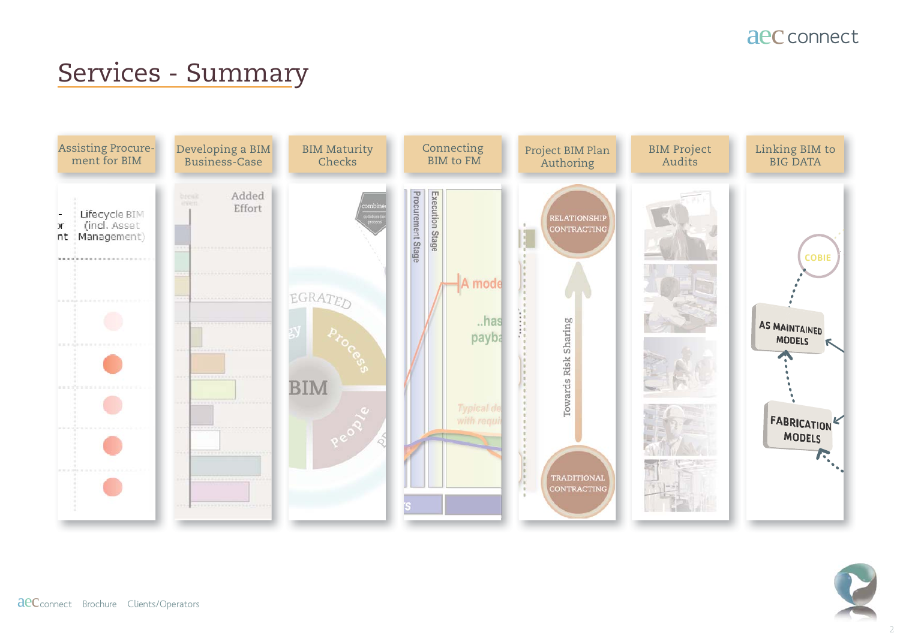# Services - Summary

- Assisting Procurement for BIM
- Developing a BIM Business-Case
- BIM Maturity Checks
- Connecting BIM to FM
- Project BIM Plan Authoring
- BIM Project Audits
- Linking BIM to BIG DATA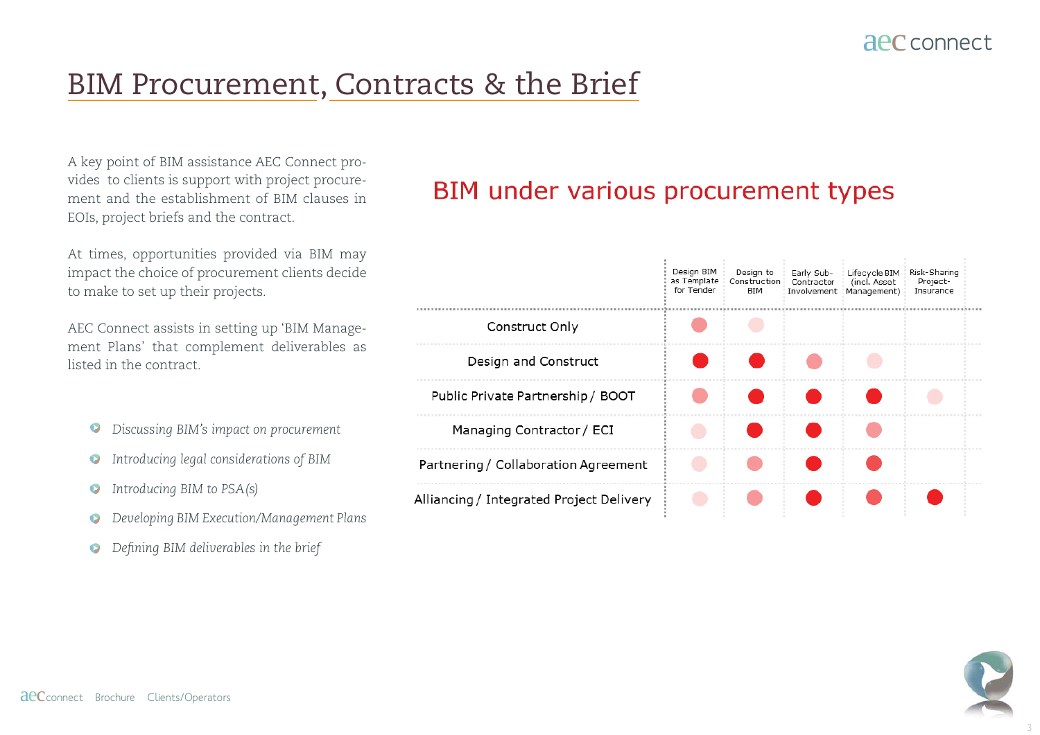# BIM Procurement, Contracts & the Brief

A key point of BIM assistance AEC Connect provides to clients is support with project procurement and the establishment of BIM clauses in EOIs, project briefs and the contract.

At times, opportunities provided via BIM may impact the choice of procurement clients decide to make to set up their projects.

AEC Connect assists in setting up 'BIM Management Plans' that complement deliverables as listed in the contract.

- *Discussing BIM's impact on procurement*
- *Introducing legal considerations of BIM*
- *Introducing BIM to PSA(s)*
- *Developing BIM Execution/Management Plans*
- *Defining BIM deliverables in the brief*

## BIM under various procurement types

| | Design BIM as Template for Tender | Design to Construction BIM | Early Sub-Contractor Involvement | Lifecycle BIM (incl. Asset Management) | Risk-Sharing Project-Insurance |
|---|---|---|---|---|---|
| Construct Only | ◐ | ○ | | | |
| Design and Construct | ● | ● | ◐ | ○ | |
| Public Private Partnership / BOOT | ◐ | ● | ● | ● | ○ |
| Managing Contractor / ECI | ○ | ● | ● | ◐ | |
| Partnering / Collaboration Agreement | ○ | ◐ | ● | ● | |
| Alliancing / Integrated Project Delivery | ○ | ◐ | ● | ● | ● |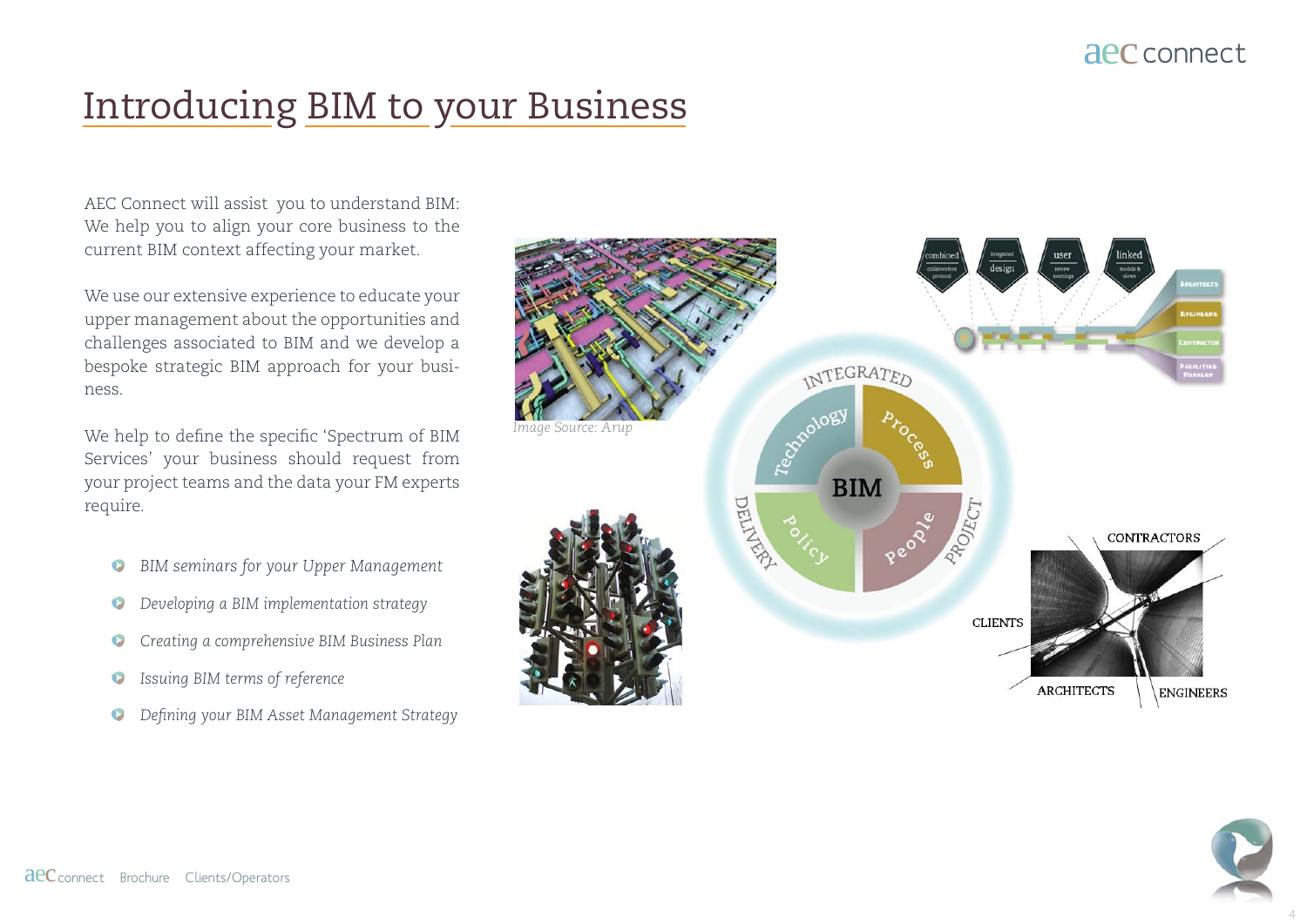# Introducing BIM to your Business

AEC Connect will assist you to understand BIM: We help you to align your core business to the current BIM context affecting your market.

We use our extensive experience to educate your upper management about the opportunities and challenges associated to BIM and we develop a bespoke strategic BIM approach for your business.

We help to define the specific 'Spectrum of BIM Services' your business should request from your project teams and the data your FM experts require.

- *BIM seminars for your Upper Management*
- *Developing a BIM implementation strategy*
- *Creating a comprehensive BIM Business Plan*
- *Issuing BIM terms of reference*
- *Defining your BIM Asset Management Strategy*

*Image Source: Arup*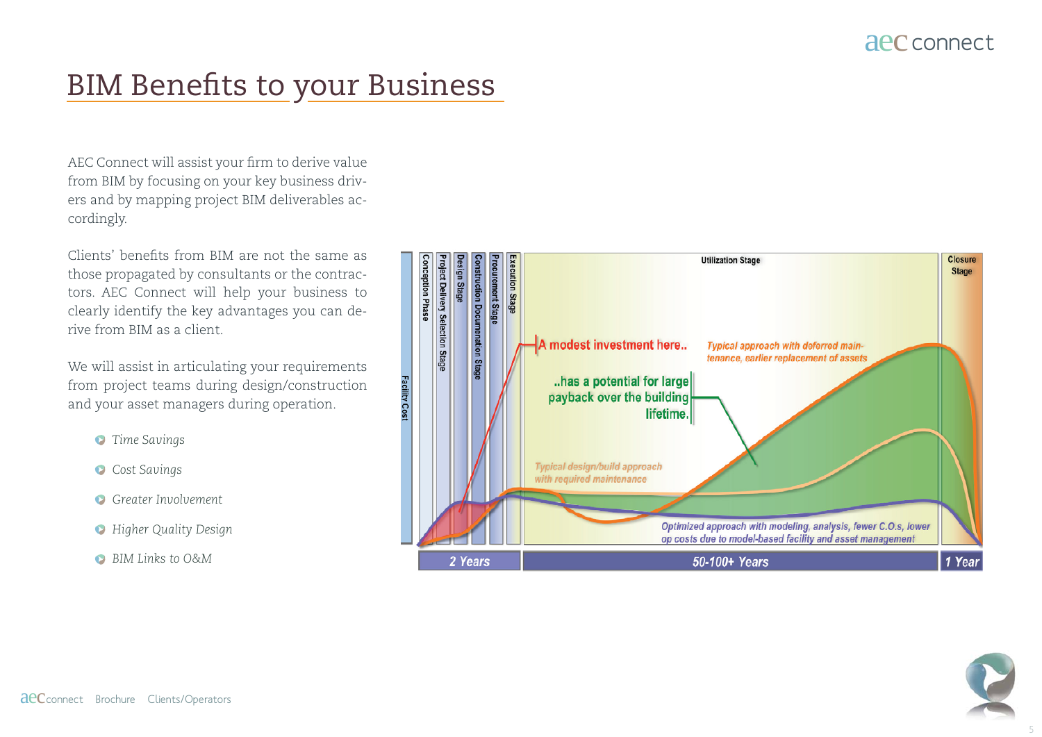# BIM Benefits to your Business

AEC Connect will assist your firm to derive value from BIM by focusing on your key business drivers and by mapping project BIM deliverables accordingly.

Clients' benefits from BIM are not the same as those propagated by consultants or the contractors. AEC Connect will help your business to clearly identify the key advantages you can derive from BIM as a client.

We will assist in articulating your requirements from project teams during design/construction and your asset managers during operation.

- *Time Savings*
- *Cost Savings*
- *Greater Involvement*
- *Higher Quality Design*
- *BIM Links to O&M*

Facility Cost

Conception Phase | Project Delivery Selection Stage | Design Stage | Construction Documentation Stage | Procurement Stage | Execution Stage | Utilization Stage | Closure Stage

A modest investment here..

..has a potential for large payback over the building lifetime.

*Typical approach with deferred maintenance, earlier replacement of assets*

*Typical design/build approach with required maintenance*

*Optimized approach with modeling, analysis, fewer C.O.s, lower op costs due to model-based facility and asset management*

2 Years | 50-100+ Years | 1 Year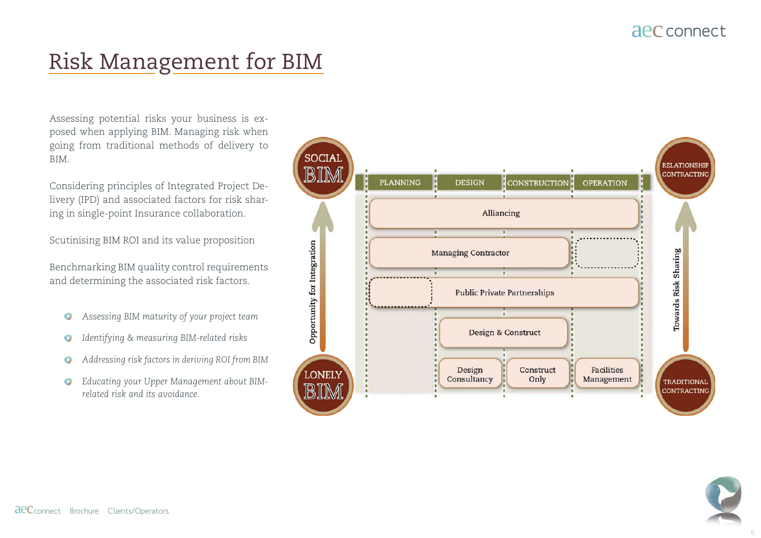# Risk Management for BIM

Assessing potential risks your business is exposed when applying BIM. Managing risk when going from traditional methods of delivery to BIM.

Considering principles of Integrated Project Delivery (IPD) and associated factors for risk sharing in single-point Insurance collaboration.

Scutinising BIM ROI and its value proposition

Benchmarking BIM quality control requirements and determining the associated risk factors.

- *Assessing BIM maturity of your project team*
- *Identifying & measuring BIM-related risks*
- *Addressing risk factors in deriving ROI from BIM*
- *Educating your Upper Management about BIM-related risk and its avoidance.*

SOCIAL BIM

PLANNING | DESIGN | CONSTRUCTION | OPERATION

RELATIONSHIP CONTRACTING

Alliancing

Managing Contractor

Public Private Partnerships

Design & Construct

Design Consultancy | Construct Only | Facilities Management

Opportunity for Integration

Towards Risk Sharing

LONELY BIM

TRADITIONAL CONTRACTING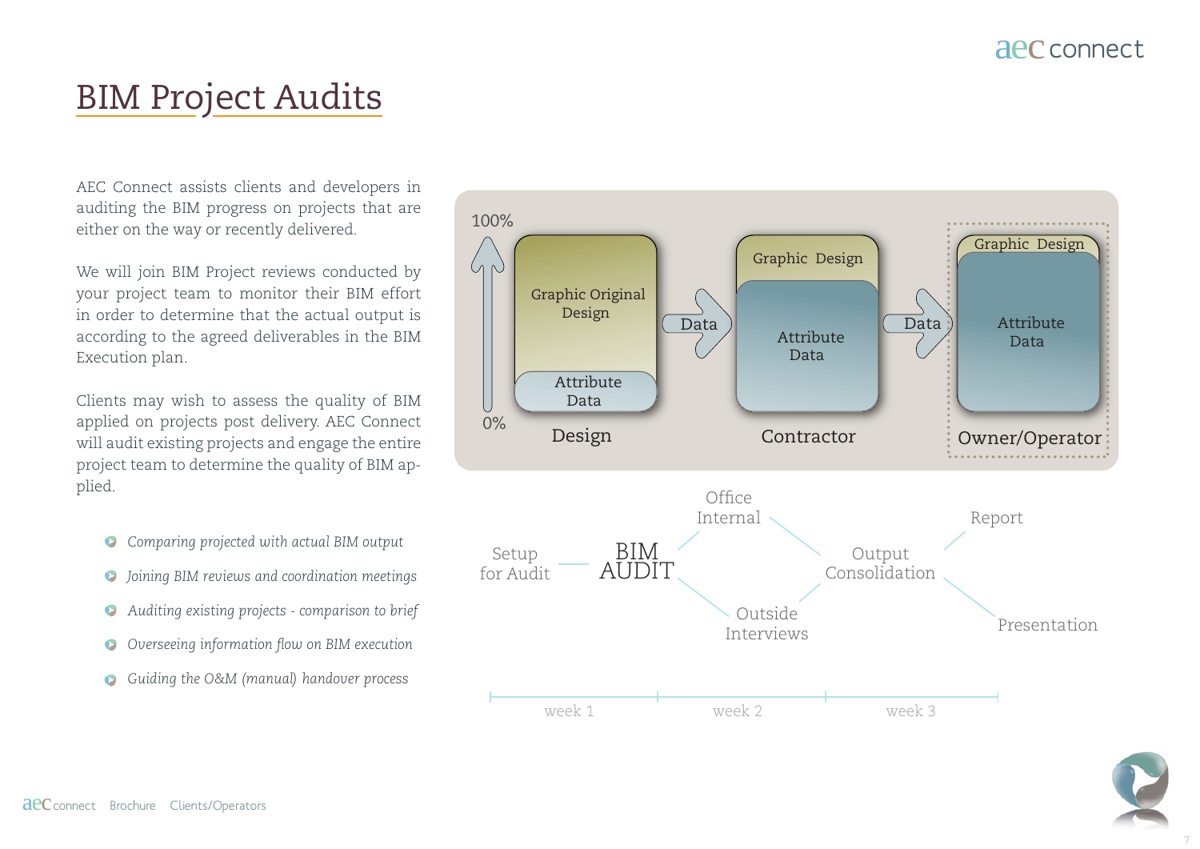# BIM Project Audits

AEC Connect assists clients and developers in auditing the BIM progress on projects that are either on the way or recently delivered.

We will join BIM Project reviews conducted by your project team to monitor their BIM effort in order to determine that the actual output is according to the agreed deliverables in the BIM Execution plan.

Clients may wish to assess the quality of BIM applied on projects post delivery. AEC Connect will audit existing projects and engage the entire project team to determine the quality of BIM applied.

- *Comparing projected with actual BIM output*
- *Joining BIM reviews and coordination meetings*
- *Auditing existing projects - comparison to brief*
- *Overseeing information flow on BIM execution*
- *Guiding the O&M (manual) handover process*

100%

0%

Graphic Original Design

Attribute Data

Design

Data

Graphic Design

Attribute Data

Contractor

Data

Graphic Design

Attribute Data

Owner/Operator

Setup for Audit

BIM AUDIT

Office Internal

Outside Interviews

Output Consolidation

Report

Presentation

week 1 | week 2 | week 3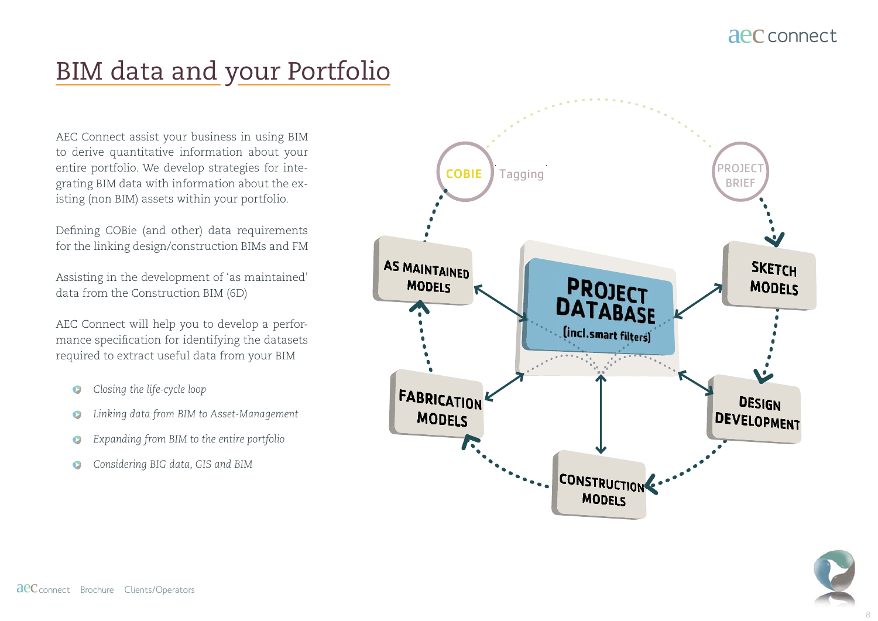# BIM data and your Portfolio

AEC Connect assist your business in using BIM to derive quantitative information about your entire portfolio. We develop strategies for integrating BIM data with information about the existing (non BIM) assets within your portfolio.

Defining COBie (and other) data requirements for the linking design/construction BIMs and FM

Assisting in the development of 'as maintained' data from the Construction BIM (6D)

AEC Connect will help you to develop a performance specification for identifying the datasets required to extract useful data from your BIM

- *Closing the life-cycle loop*
- *Linking data from BIM to Asset-Management*
- *Expanding from BIM to the entire portfolio*
- *Considering BIG data, GIS and BIM*

COBIE Tagging

PROJECT BRIEF

SKETCH MODELS

DESIGN DEVELOPMENT

CONSTRUCTION MODELS

FABRICATION MODELS

AS MAINTAINED MODELS

PROJECT DATABASE (incl.smart filters)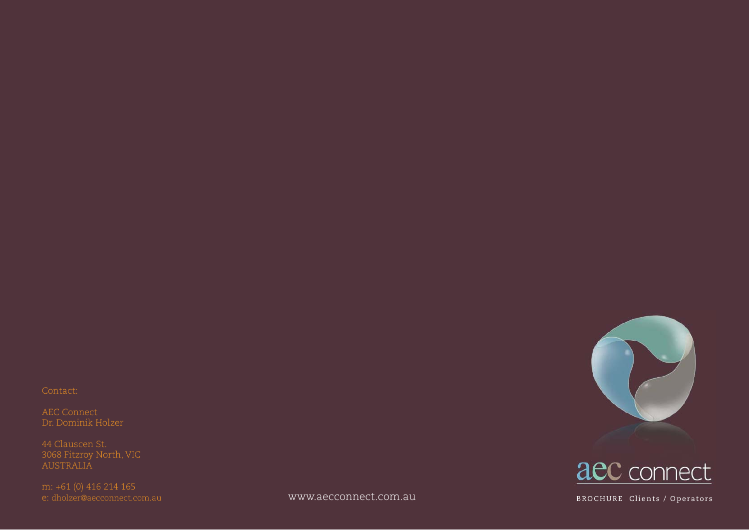Contact:

AEC Connect
Dr. Dominik Holzer

44 Clauscen St.
3068 Fitzroy North, VIC
AUSTRALIA

m: +61 (0) 416 214 165
e: dholzer@aecconnect.com.au

www.aecconnect.com.au

aec connect

BROCHURE Clients / Operators